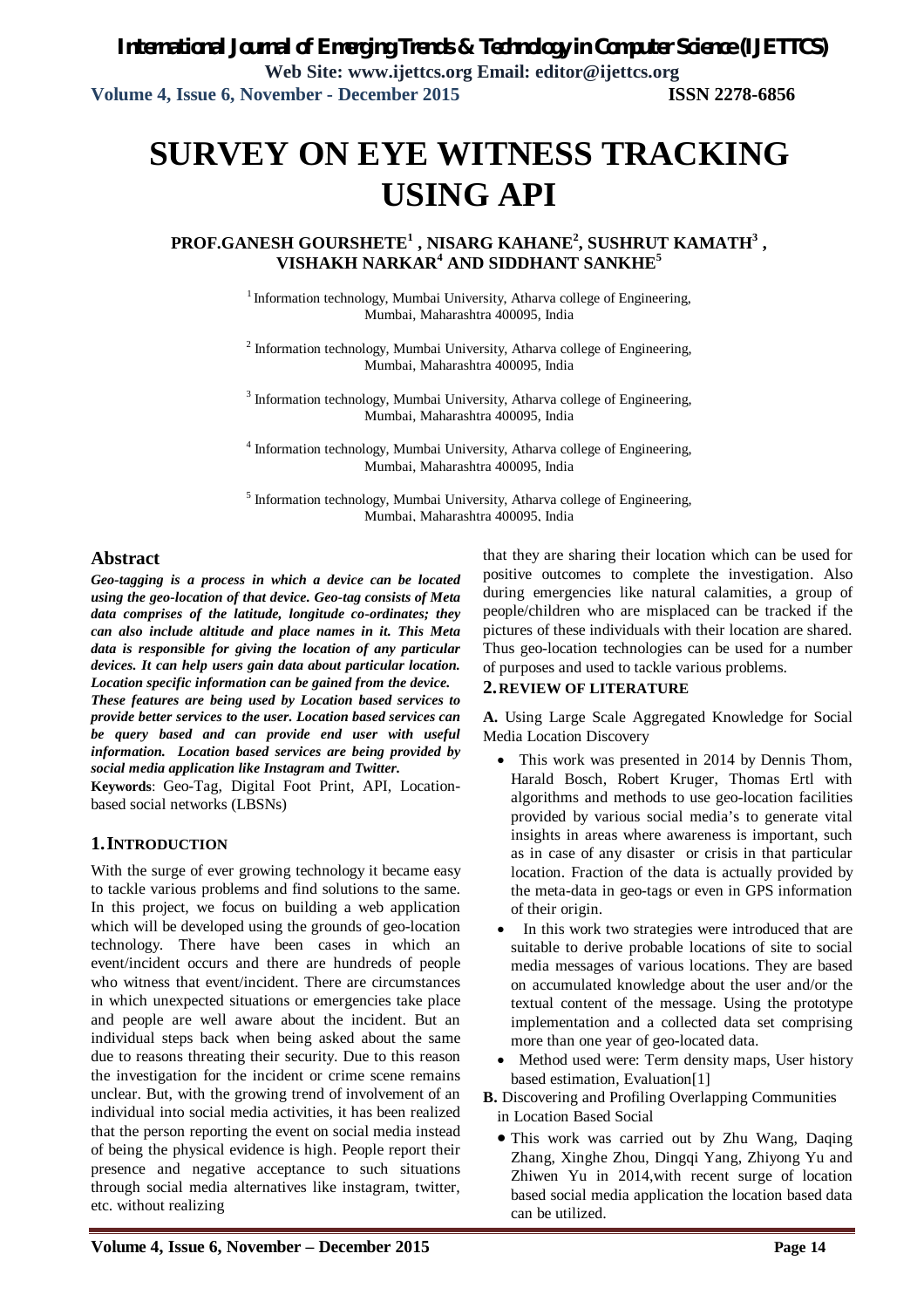# SURVEY ON EYE WITNESS TRACKING USING API

**PROF.GANESH GOURSHETE[1] , NISARG KAHANE[2], SUSHRUT KAMATH[3] , VISHAKH NARKAR[4] AND SIDDHANT SANKHE[5]**

[1] Information technology, Mumbai University, Atharva college of Engineering, Mumbai, Maharashtra 400095, India

[2] Information technology, Mumbai University, Atharva college of Engineering, Mumbai, Maharashtra 400095, India

[3] Information technology, Mumbai University, Atharva college of Engineering, Mumbai, Maharashtra 400095, India

[4] Information technology, Mumbai University, Atharva college of Engineering, Mumbai, Maharashtra 400095, India

[5] Information technology, Mumbai University, Atharva college of Engineering, Mumbai, Maharashtra 400095, India

## Abstract

***Geo-tagging is a process in which a device can be located using the geo-location of that device. Geo-tag consists of Meta data comprises of the latitude, longitude co-ordinates; they can also include altitude and place names in it. This Meta data is responsible for giving the location of any particular devices. It can help users gain data about particular location. Location specific information can be gained from the device. These features are being used by Location based services to provide better services to the user. Location based services can be query based and can provide end user with useful information. Location based services are being provided by social media application like Instagram and Twitter.***

**Keywords**: Geo-Tag, Digital Foot Print, API, Location-based social networks (LBSNs)

## 1. INTRODUCTION

With the surge of ever growing technology it became easy to tackle various problems and find solutions to the same. In this project, we focus on building a web application which will be developed using the grounds of geo-location technology. There have been cases in which an event/incident occurs and there are hundreds of people who witness that event/incident. There are circumstances in which unexpected situations or emergencies take place and people are well aware about the incident. But an individual steps back when being asked about the same due to reasons threating their security. Due to this reason the investigation for the incident or crime scene remains unclear. But, with the growing trend of involvement of an individual into social media activities, it has been realized that the person reporting the event on social media instead of being the physical evidence is high. People report their presence and negative acceptance to such situations through social media alternatives like instagram, twitter, etc. without realizing that they are sharing their location which can be used for positive outcomes to complete the investigation. Also during emergencies like natural calamities, a group of people/children who are misplaced can be tracked if the pictures of these individuals with their location are shared. Thus geo-location technologies can be used for a number of purposes and used to tackle various problems.

## 2. REVIEW OF LITERATURE

**A.** Using Large Scale Aggregated Knowledge for Social Media Location Discovery

- This work was presented in 2014 by Dennis Thom, Harald Bosch, Robert Kruger, Thomas Ertl with algorithms and methods to use geo-location facilities provided by various social media's to generate vital insights in areas where awareness is important, such as in case of any disaster or crisis in that particular location. Fraction of the data is actually provided by the meta-data in geo-tags or even in GPS information of their origin.
- In this work two strategies were introduced that are suitable to derive probable locations of site to social media messages of various locations. They are based on accumulated knowledge about the user and/or the textual content of the message. Using the prototype implementation and a collected data set comprising more than one year of geo-located data.
- Method used were: Term density maps, User history based estimation, Evaluation[1]

**B.** Discovering and Profiling Overlapping Communities in Location Based Social

- This work was carried out by Zhu Wang, Daqing Zhang, Xinghe Zhou, Dingqi Yang, Zhiyong Yu and Zhiwen Yu in 2014,with recent surge of location based social media application the location based data can be utilized.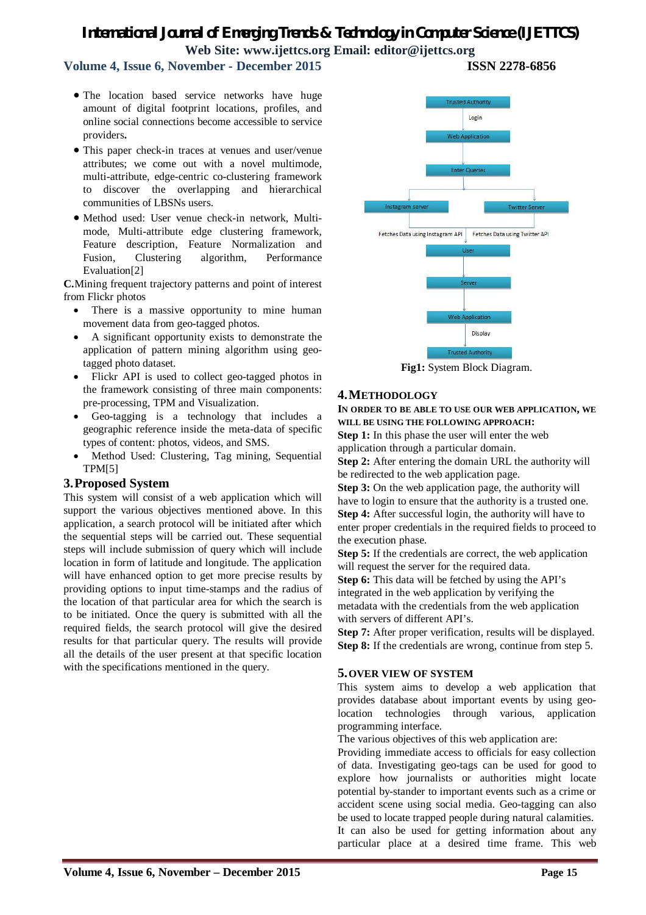- The location based service networks have huge amount of digital footprint locations, profiles, and online social connections become accessible to service providers**.**
- This paper check-in traces at venues and user/venue attributes; we come out with a novel multimode, multi-attribute, edge-centric co-clustering framework to discover the overlapping and hierarchical communities of LBSNs users.
- Method used: User venue check-in network, Multi-mode, Multi-attribute edge clustering framework, Feature description, Feature Normalization and Fusion, Clustering algorithm, Performance Evaluation[2]

**C.** Mining frequent trajectory patterns and point of interest from Flickr photos

- There is a massive opportunity to mine human movement data from geo-tagged photos.
- A significant opportunity exists to demonstrate the application of pattern mining algorithm using geo-tagged photo dataset.
- Flickr API is used to collect geo-tagged photos in the framework consisting of three main components: pre-processing, TPM and Visualization.
- Geo-tagging is a technology that includes a geographic reference inside the meta-data of specific types of content: photos, videos, and SMS.
- Method Used: Clustering, Tag mining, Sequential TPM[5]

## 3. Proposed System

This system will consist of a web application which will support the various objectives mentioned above. In this application, a search protocol will be initiated after which the sequential steps will be carried out. These sequential steps will include submission of query which will include location in form of latitude and longitude. The application will have enhanced option to get more precise results by providing options to input time-stamps and the radius of the location of that particular area for which the search is to be initiated. Once the query is submitted with all the required fields, the search protocol will give the desired results for that particular query. The results will provide all the details of the user present at that specific location with the specifications mentioned in the query.

Trusted Authority → Login → Web Application → Enter Queries → Instagram server / Twitter Server → Fetches Data using Instagram API / Fetches Data using Twitter API → User → Server → Web Application → Display → Trusted Authority

**Fig1:** System Block Diagram.

## 4. Methodology

**In order to be able to use our web application, we will be using the following approach:**

**Step 1:** In this phase the user will enter the web application through a particular domain.

**Step 2:** After entering the domain URL the authority will be redirected to the web application page.

**Step 3:** On the web application page, the authority will have to login to ensure that the authority is a trusted one.

**Step 4:** After successful login, the authority will have to enter proper credentials in the required fields to proceed to the execution phase.

**Step 5:** If the credentials are correct, the web application will request the server for the required data.

**Step 6:** This data will be fetched by using the API's integrated in the web application by verifying the metadata with the credentials from the web application with servers of different API's.

**Step 7:** After proper verification, results will be displayed.

**Step 8:** If the credentials are wrong, continue from step 5.

## 5. Over View of System

This system aims to develop a web application that provides database about important events by using geo-location technologies through various, application programming interface.

The various objectives of this web application are:

Providing immediate access to officials for easy collection of data. Investigating geo-tags can be used for good to explore how journalists or authorities might locate potential by-stander to important events such as a crime or accident scene using social media. Geo-tagging can also be used to locate trapped people during natural calamities. It can also be used for getting information about any particular place at a desired time frame. This web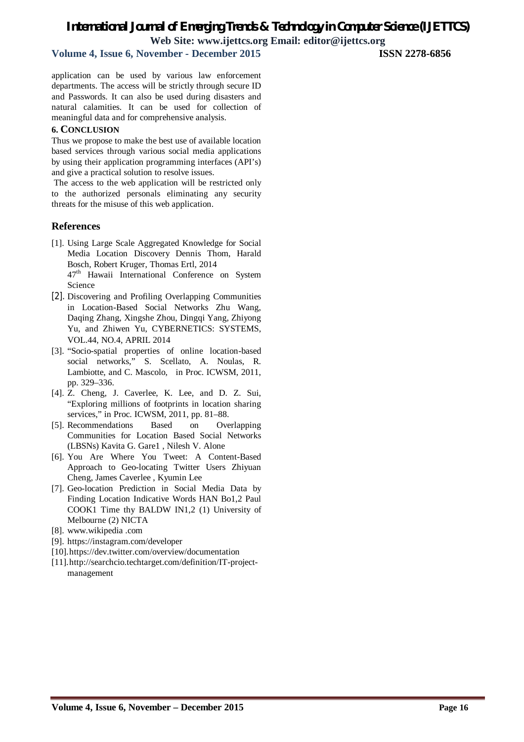application can be used by various law enforcement departments. The access will be strictly through secure ID and Passwords. It can also be used during disasters and natural calamities. It can be used for collection of meaningful data and for comprehensive analysis.

## 6. CONCLUSION

Thus we propose to make the best use of available location based services through various social media applications by using their application programming interfaces (API's) and give a practical solution to resolve issues.

The access to the web application will be restricted only to the authorized personals eliminating any security threats for the misuse of this web application.

## References

[1]. Using Large Scale Aggregated Knowledge for Social Media Location Discovery Dennis Thom, Harald Bosch, Robert Kruger, Thomas Ertl, 2014 47th Hawaii International Conference on System Science

[2]. Discovering and Profiling Overlapping Communities in Location-Based Social Networks Zhu Wang, Daqing Zhang, Xingshe Zhou, Dingqi Yang, Zhiyong Yu, and Zhiwen Yu, CYBERNETICS: SYSTEMS, VOL.44, NO.4, APRIL 2014

[3]. "Socio-spatial properties of online location-based social networks," S. Scellato, A. Noulas, R. Lambiotte, and C. Mascolo, in Proc. ICWSM, 2011, pp. 329–336.

[4]. Z. Cheng, J. Caverlee, K. Lee, and D. Z. Sui, "Exploring millions of footprints in location sharing services," in Proc. ICWSM, 2011, pp. 81–88.

[5]. Recommendations Based on Overlapping Communities for Location Based Social Networks (LBSNs) Kavita G. Gare1 , Nilesh V. Alone

[6]. You Are Where You Tweet: A Content-Based Approach to Geo-locating Twitter Users Zhiyuan Cheng, James Caverlee , Kyumin Lee

[7]. Geo-location Prediction in Social Media Data by Finding Location Indicative Words HAN Bo1,2 Paul COOK1 Time thy BALDW IN1,2 (1) University of Melbourne (2) NICTA

[8]. www.wikipedia .com

[9]. https://instagram.com/developer

[10]. https://dev.twitter.com/overview/documentation

[11]. http://searchcio.techtarget.com/definition/IT-project-management